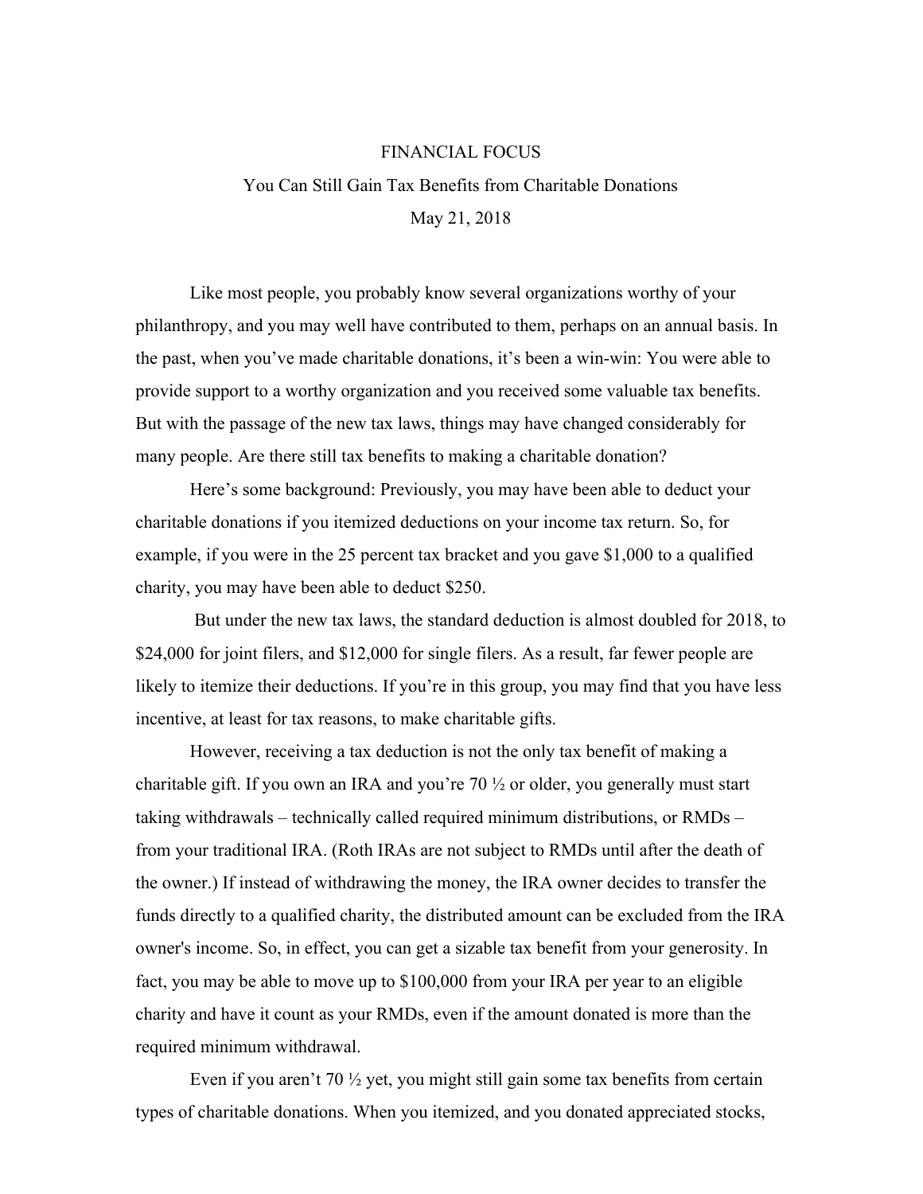# FINANCIAL FOCUS

## You Can Still Gain Tax Benefits from Charitable Donations

May 21, 2018

Like most people, you probably know several organizations worthy of your philanthropy, and you may well have contributed to them, perhaps on an annual basis. In the past, when you've made charitable donations, it's been a win-win: You were able to provide support to a worthy organization and you received some valuable tax benefits. But with the passage of the new tax laws, things may have changed considerably for many people. Are there still tax benefits to making a charitable donation?

Here's some background: Previously, you may have been able to deduct your charitable donations if you itemized deductions on your income tax return. So, for example, if you were in the 25 percent tax bracket and you gave $1,000 to a qualified charity, you may have been able to deduct $250.

But under the new tax laws, the standard deduction is almost doubled for 2018, to $24,000 for joint filers, and $12,000 for single filers. As a result, far fewer people are likely to itemize their deductions. If you're in this group, you may find that you have less incentive, at least for tax reasons, to make charitable gifts.

However, receiving a tax deduction is not the only tax benefit of making a charitable gift. If you own an IRA and you're 70 ½ or older, you generally must start taking withdrawals – technically called required minimum distributions, or RMDs – from your traditional IRA. (Roth IRAs are not subject to RMDs until after the death of the owner.) If instead of withdrawing the money, the IRA owner decides to transfer the funds directly to a qualified charity, the distributed amount can be excluded from the IRA owner's income. So, in effect, you can get a sizable tax benefit from your generosity. In fact, you may be able to move up to $100,000 from your IRA per year to an eligible charity and have it count as your RMDs, even if the amount donated is more than the required minimum withdrawal.

Even if you aren't 70 ½ yet, you might still gain some tax benefits from certain types of charitable donations. When you itemized, and you donated appreciated stocks,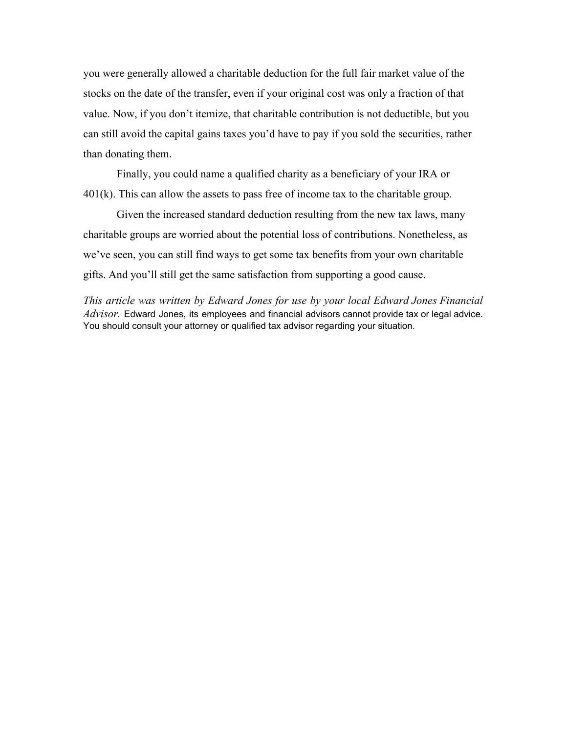you were generally allowed a charitable deduction for the full fair market value of the stocks on the date of the transfer, even if your original cost was only a fraction of that value. Now, if you don't itemize, that charitable contribution is not deductible, but you can still avoid the capital gains taxes you'd have to pay if you sold the securities, rather than donating them.

Finally, you could name a qualified charity as a beneficiary of your IRA or 401(k). This can allow the assets to pass free of income tax to the charitable group.

Given the increased standard deduction resulting from the new tax laws, many charitable groups are worried about the potential loss of contributions. Nonetheless, as we've seen, you can still find ways to get some tax benefits from your own charitable gifts. And you'll still get the same satisfaction from supporting a good cause.

*This article was written by Edward Jones for use by your local Edward Jones Financial Advisor.* Edward Jones, its employees and financial advisors cannot provide tax or legal advice. You should consult your attorney or qualified tax advisor regarding your situation.